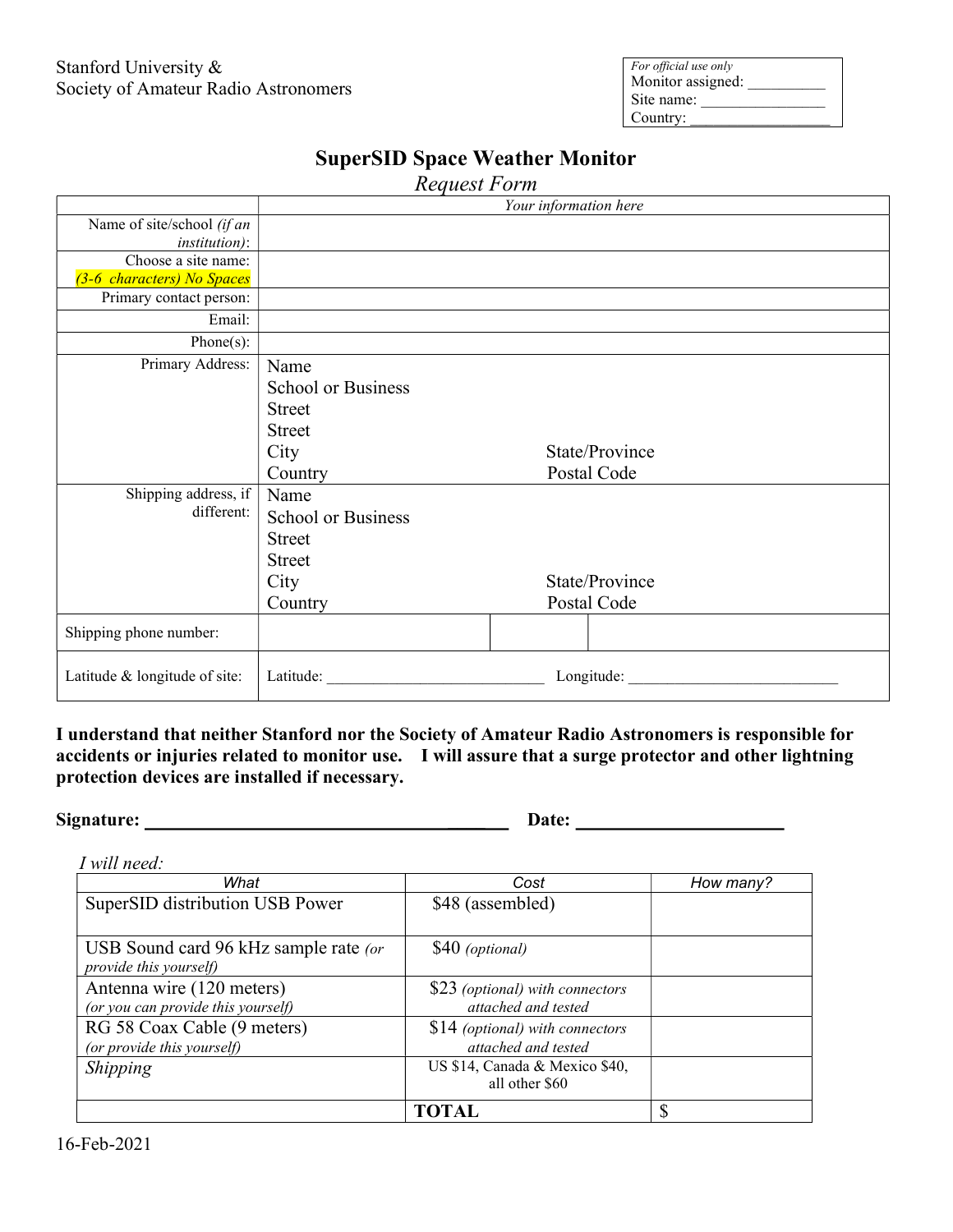Stanford University &
Society of Amateur Radio Astronomers

| *For official use only* |
|---|
| Monitor assigned: __________ |
| Site name: ________________ |
| Country: ___________________ |

# SuperSID Space Weather Monitor

*Request Form*

| | *Your information here* | | |
|---|---|---|---|
| Name of site/school *(if an institution)*: | | | |
| Choose a site name: *(3-6 characters) No Spaces* | | | |
| Primary contact person: | | | |
| Email: | | | |
| Phone(s): | | | |
| Primary Address: | Name<br>School or Business<br>Street<br>Street<br>City<br>Country | State/Province<br>Postal Code | |
| Shipping address, if different: | Name<br>School or Business<br>Street<br>Street<br>City<br>Country | State/Province<br>Postal Code | |
| Shipping phone number: | | | |
| Latitude & longitude of site: | Latitude: ____________________________ | Longitude: ___________________________ | |

**I understand that neither Stanford nor the Society of Amateur Radio Astronomers is responsible for accidents or injuries related to monitor use. I will assure that a surge protector and other lightning protection devices are installed if necessary.**

**Signature: ________________________________________ Date: ______________________**

*I will need:*

| *What* | *Cost* | *How many?* |
|---|---|---|
| SuperSID distribution USB Power | $48 (assembled) | |
| USB Sound card 96 kHz sample rate *(or provide this yourself)* | $40 *(optional)* | |
| Antenna wire (120 meters) *(or you can provide this yourself)* | $23 *(optional) with connectors attached and tested* | |
| RG 58 Coax Cable (9 meters) *(or provide this yourself)* | $14 *(optional) with connectors attached and tested* | |
| *Shipping* | US $14, Canada & Mexico $40, all other $60 | |
| | **TOTAL** | $ |

16-Feb-2021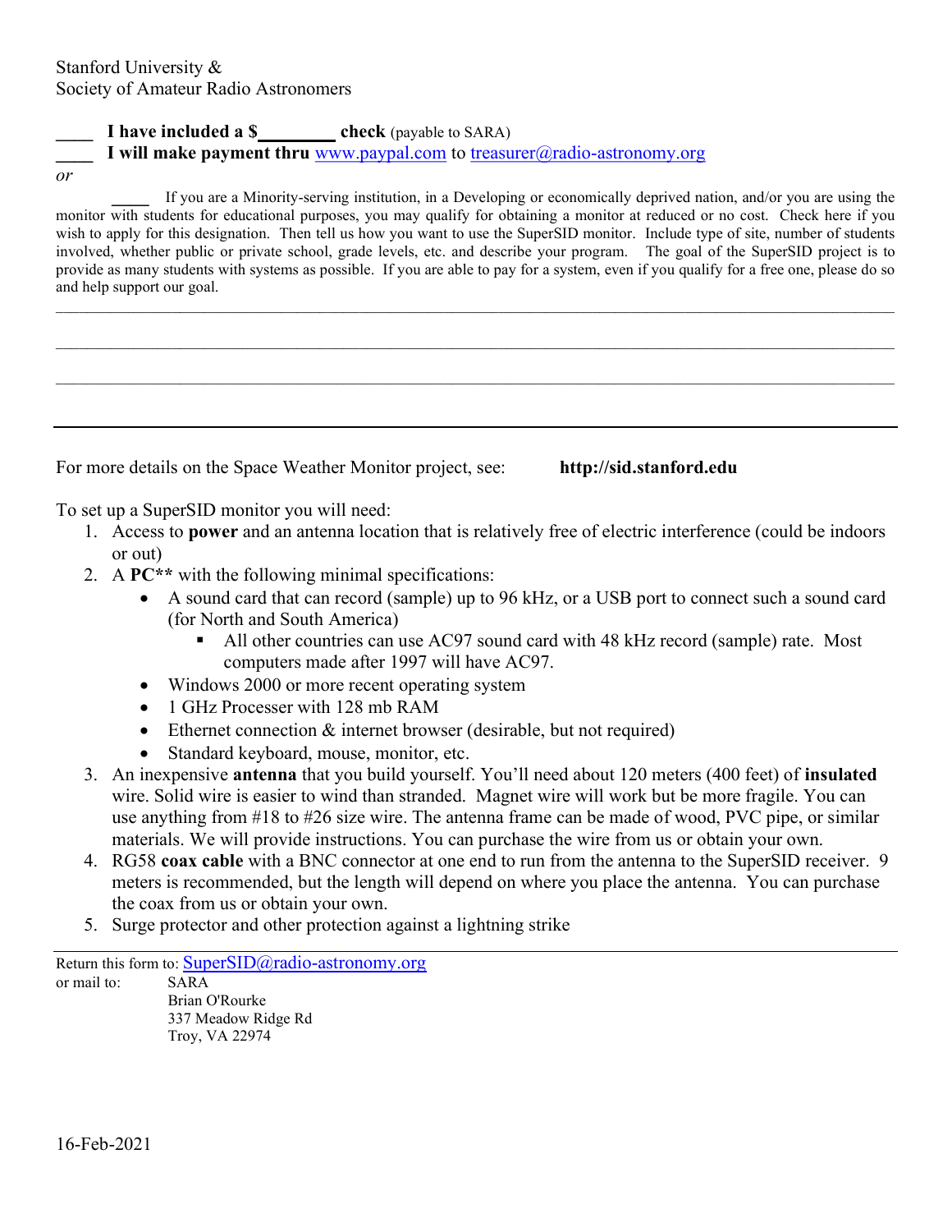Stanford University &
Society of Amateur Radio Astronomers

____ **I have included a $________ check** (payable to SARA)
____ **I will make payment thru** www.paypal.com to treasurer@radio-astronomy.org

*or*

____ If you are a Minority-serving institution, in a Developing or economically deprived nation, and/or you are using the monitor with students for educational purposes, you may qualify for obtaining a monitor at reduced or no cost. Check here if you wish to apply for this designation. Then tell us how you want to use the SuperSID monitor. Include type of site, number of students involved, whether public or private school, grade levels, etc. and describe your program. The goal of the SuperSID project is to provide as many students with systems as possible. If you are able to pay for a system, even if you qualify for a free one, please do so and help support our goal.

______________________________________________________________________________

______________________________________________________________________________

______________________________________________________________________________

---

For more details on the Space Weather Monitor project, see: **http://sid.stanford.edu**

To set up a SuperSID monitor you will need:

1. Access to **power** and an antenna location that is relatively free of electric interference (could be indoors or out)
2. A **PC**** with the following minimal specifications:
   - A sound card that can record (sample) up to 96 kHz, or a USB port to connect such a sound card (for North and South America)
     - All other countries can use AC97 sound card with 48 kHz record (sample) rate. Most computers made after 1997 will have AC97.
   - Windows 2000 or more recent operating system
   - 1 GHz Processer with 128 mb RAM
   - Ethernet connection & internet browser (desirable, but not required)
   - Standard keyboard, mouse, monitor, etc.
3. An inexpensive **antenna** that you build yourself. You'll need about 120 meters (400 feet) of **insulated** wire. Solid wire is easier to wind than stranded. Magnet wire will work but be more fragile. You can use anything from #18 to #26 size wire. The antenna frame can be made of wood, PVC pipe, or similar materials. We will provide instructions. You can purchase the wire from us or obtain your own.
4. RG58 **coax cable** with a BNC connector at one end to run from the antenna to the SuperSID receiver. 9 meters is recommended, but the length will depend on where you place the antenna. You can purchase the coax from us or obtain your own.
5. Surge protector and other protection against a lightning strike

---

Return this form to: SuperSID@radio-astronomy.org
or mail to:
SARA
Brian O'Rourke
337 Meadow Ridge Rd
Troy, VA 22974

16-Feb-2021